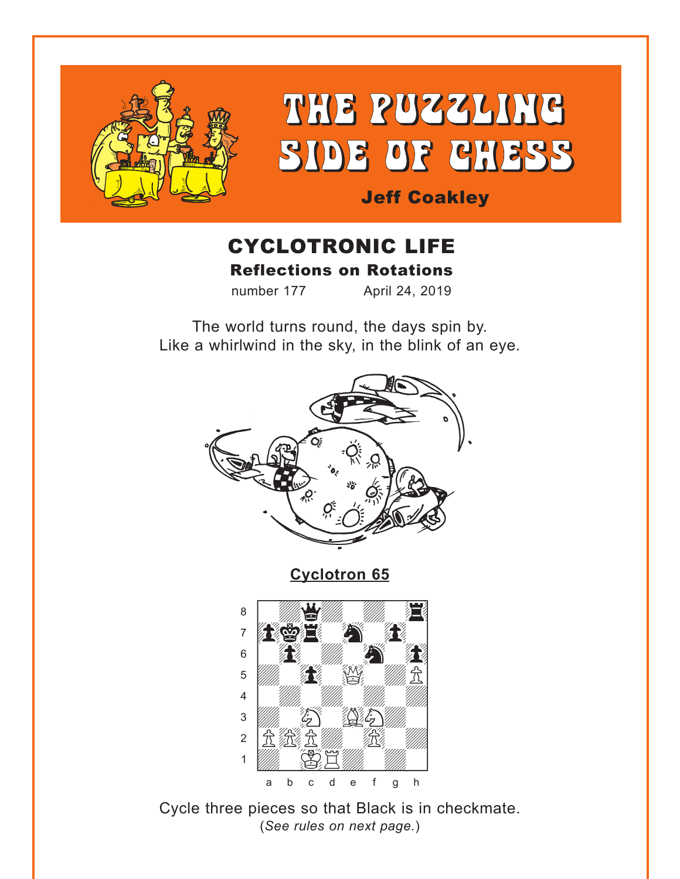# THE PUZZLING SIDE OF CHESS

**Jeff Coakley**

## CYCLOTRONIC LIFE

### Reflections on Rotations

number 177 April 24, 2019

The world turns round, the days spin by.
Like a whirlwind in the sky, in the blink of an eye.

**Cyclotron 65**

Cycle three pieces so that Black is in checkmate.
(*See rules on next page.*)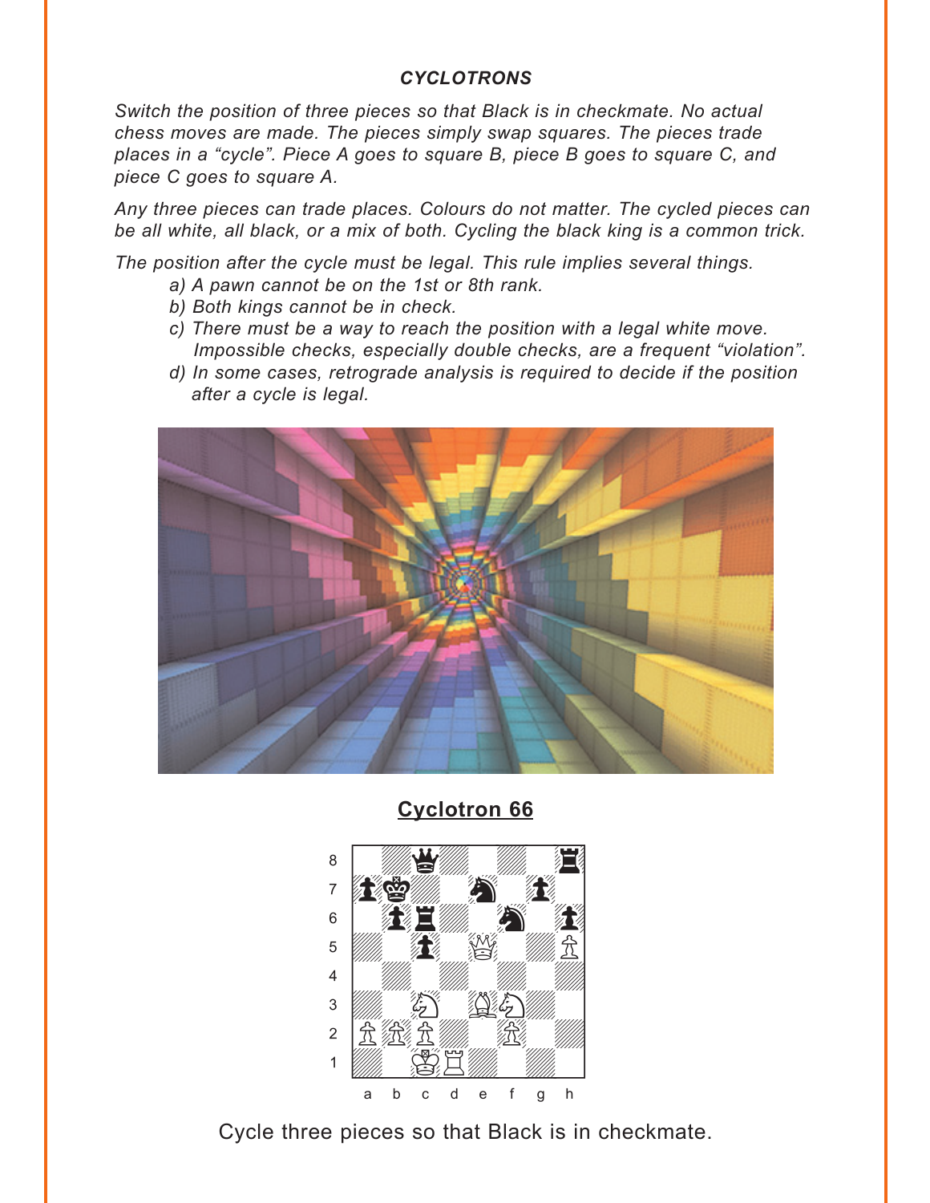### *CYCLOTRONS*

*Switch the position of three pieces so that Black is in checkmate. No actual chess moves are made. The pieces simply swap squares. The pieces trade places in a "cycle". Piece A goes to square B, piece B goes to square C, and piece C goes to square A.*

*Any three pieces can trade places. Colours do not matter. The cycled pieces can be all white, all black, or a mix of both. Cycling the black king is a common trick.*

*The position after the cycle must be legal. This rule implies several things.*

- *a) A pawn cannot be on the 1st or 8th rank.*
- *b) Both kings cannot be in check.*
- *c) There must be a way to reach the position with a legal white move. Impossible checks, especially double checks, are a frequent "violation".*
- *d) In some cases, retrograde analysis is required to decide if the position after a cycle is legal.*

## Cyclotron 66

Cycle three pieces so that Black is in checkmate.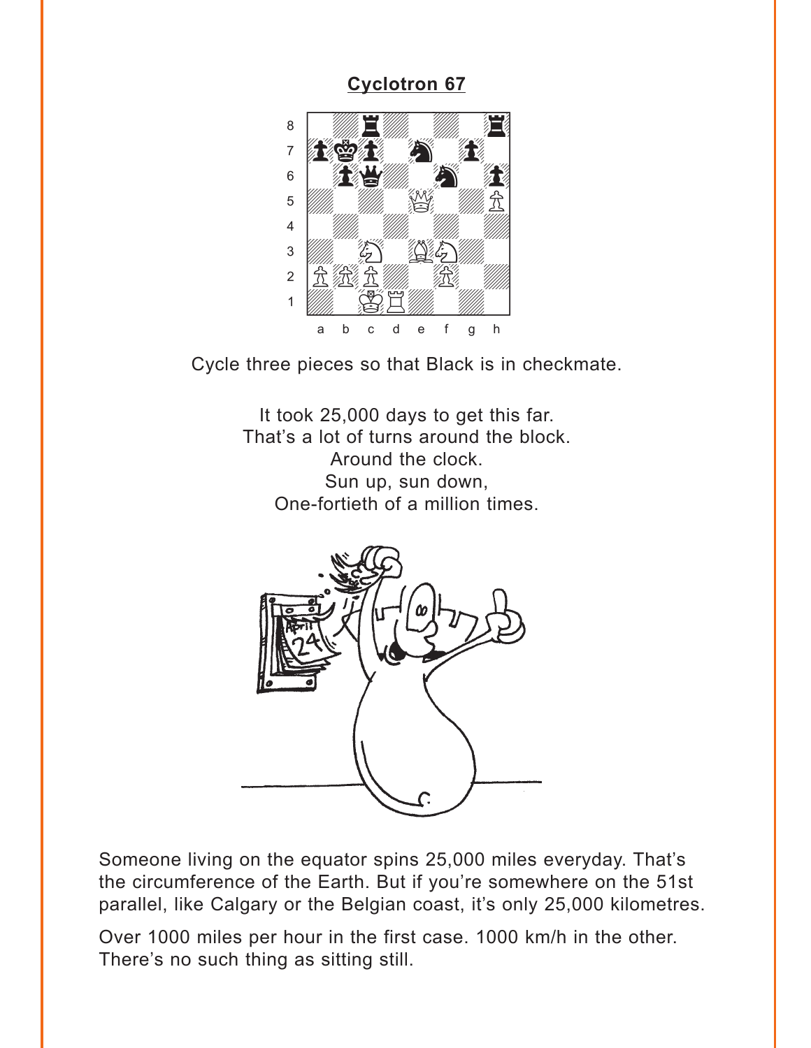## Cyclotron 67

Cycle three pieces so that Black is in checkmate.

It took 25,000 days to get this far.
That's a lot of turns around the block.
Around the clock.
Sun up, sun down,
One-fortieth of a million times.

Someone living on the equator spins 25,000 miles everyday. That's the circumference of the Earth. But if you're somewhere on the 51st parallel, like Calgary or the Belgian coast, it's only 25,000 kilometres.

Over 1000 miles per hour in the first case. 1000 km/h in the other. There's no such thing as sitting still.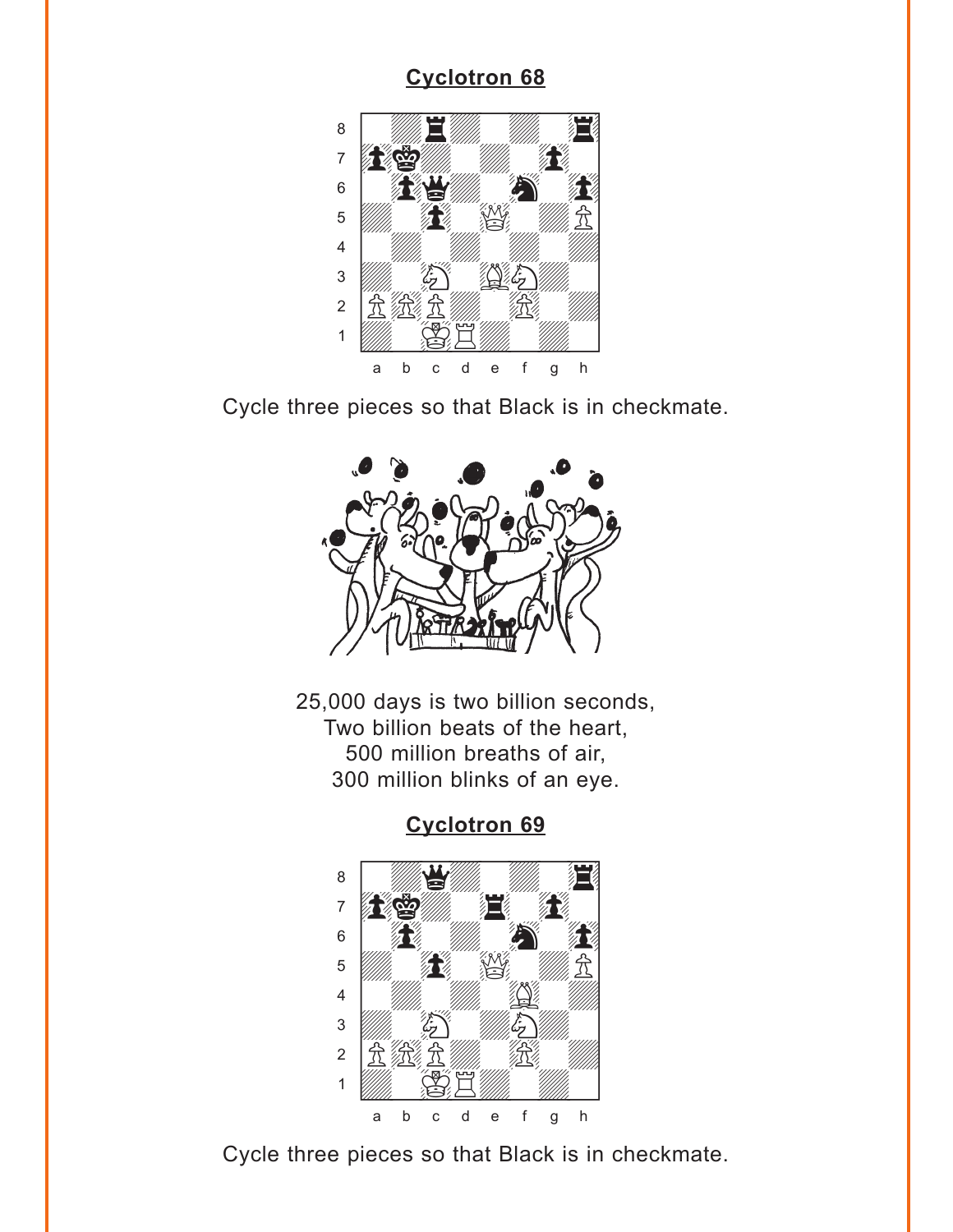## Cyclotron 68

Cycle three pieces so that Black is in checkmate.

25,000 days is two billion seconds,
Two billion beats of the heart,
500 million breaths of air,
300 million blinks of an eye.

## Cyclotron 69

Cycle three pieces so that Black is in checkmate.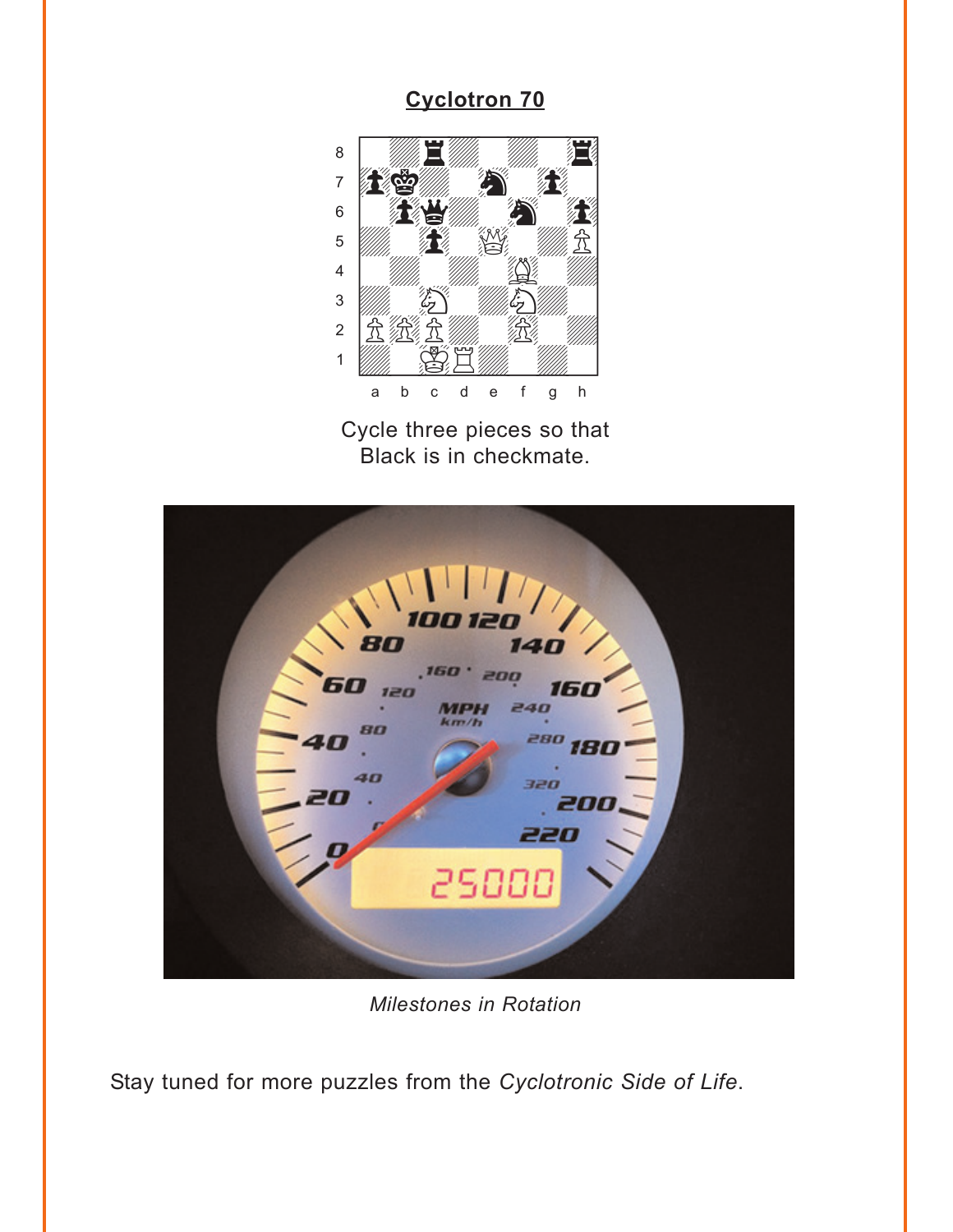## Cyclotron 70

Cycle three pieces so that Black is in checkmate.

*Milestones in Rotation*

Stay tuned for more puzzles from the *Cyclotronic Side of Life*.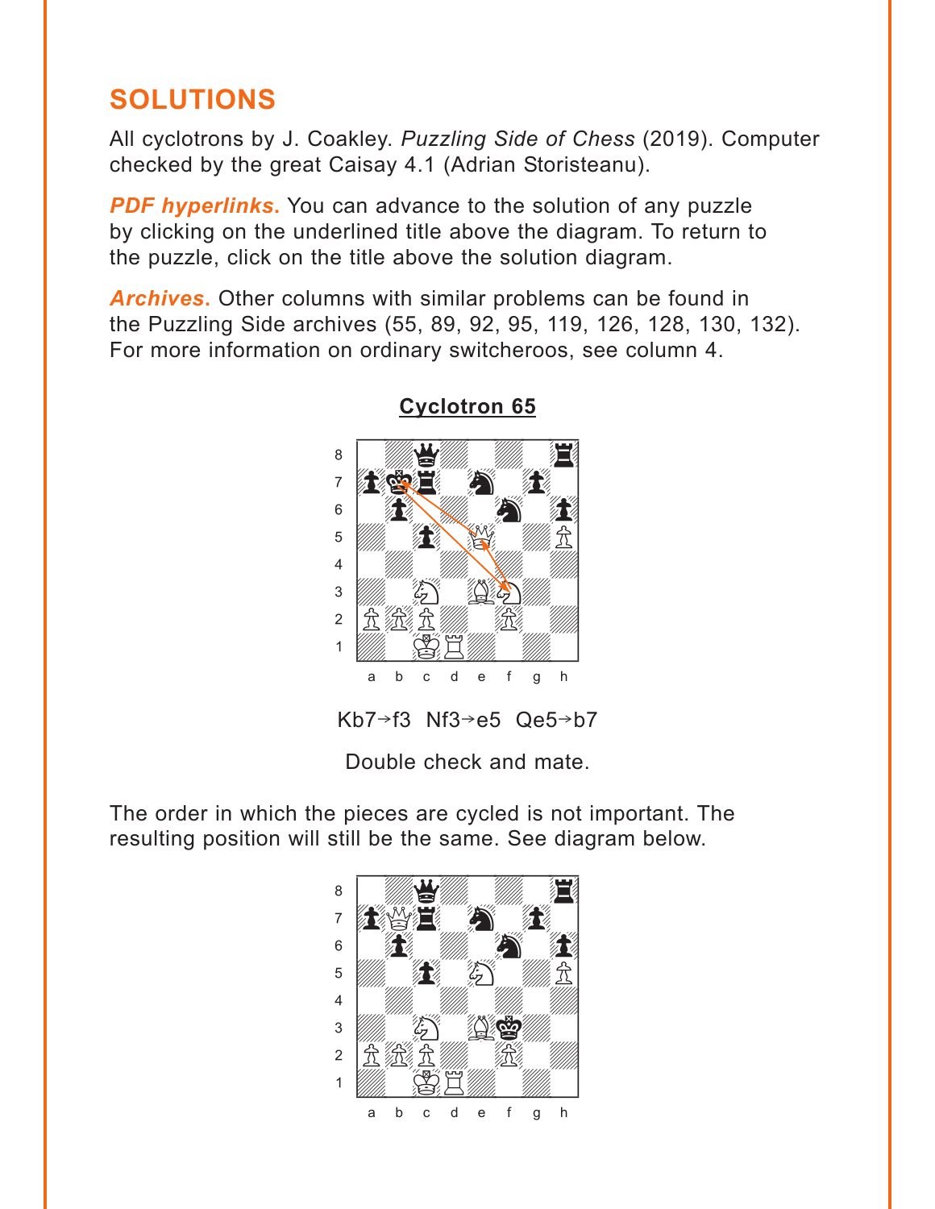## SOLUTIONS

All cyclotrons by J. Coakley. *Puzzling Side of Chess* (2019). Computer checked by the great Caisay 4.1 (Adrian Storisteanu).

***PDF hyperlinks.*** You can advance to the solution of any puzzle by clicking on the underlined title above the diagram. To return to the puzzle, click on the title above the solution diagram.

***Archives.*** Other columns with similar problems can be found in the Puzzling Side archives (55, 89, 92, 95, 119, 126, 128, 130, 132). For more information on ordinary switcheroos, see column 4.

### Cyclotron 65

Kb7→f3 Nf3→e5 Qe5→b7

Double check and mate.

The order in which the pieces are cycled is not important. The resulting position will still be the same. See diagram below.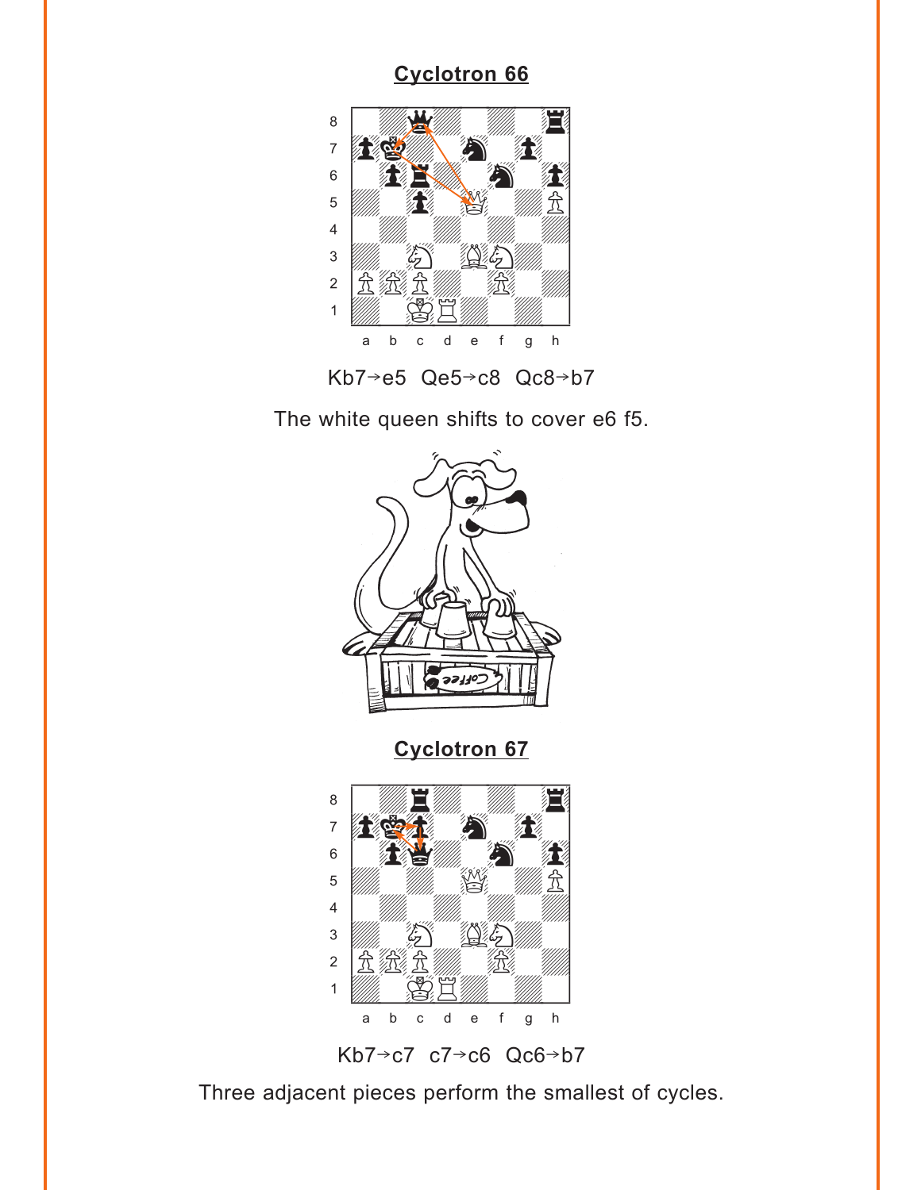## Cyclotron 66

Kb7→e5  Qe5→c8  Qc8→b7

The white queen shifts to cover e6 f5.

## Cyclotron 67

Kb7→c7  c7→c6  Qc6→b7

Three adjacent pieces perform the smallest of cycles.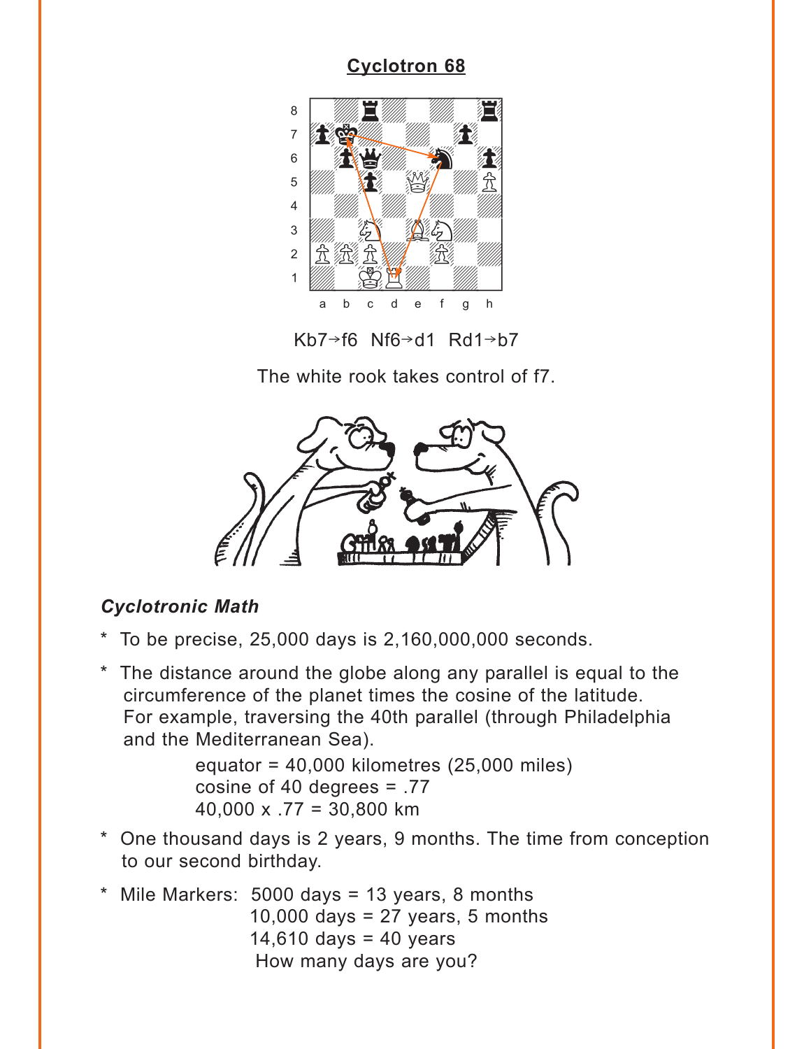## Cyclotron 68

Kb7→f6 Nf6→d1 Rd1→b7

The white rook takes control of f7.

### *Cyclotronic Math*

* To be precise, 25,000 days is 2,160,000,000 seconds.
* The distance around the globe along any parallel is equal to the circumference of the planet times the cosine of the latitude. For example, traversing the 40th parallel (through Philadelphia and the Mediterranean Sea).

  equator = 40,000 kilometres (25,000 miles)
  cosine of 40 degrees = .77
  40,000 x .77 = 30,800 km
* One thousand days is 2 years, 9 months. The time from conception to our second birthday.
* Mile Markers: 5000 days = 13 years, 8 months
  10,000 days = 27 years, 5 months
  14,610 days = 40 years
  How many days are you?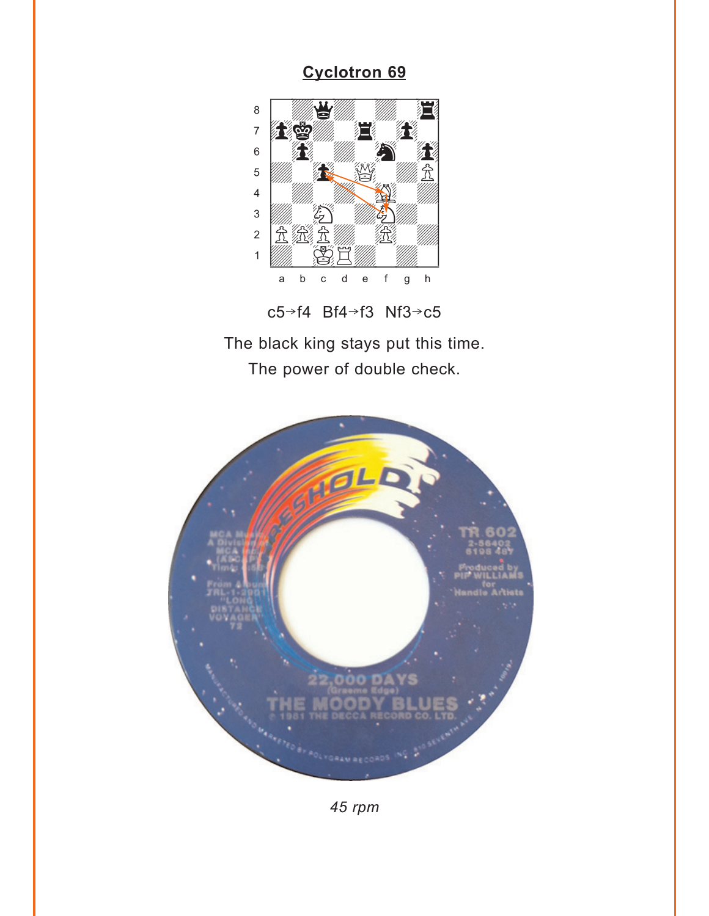## Cyclotron 69

c5→f4 Bf4→f3 Nf3→c5

The black king stays put this time.
The power of double check.

*45 rpm*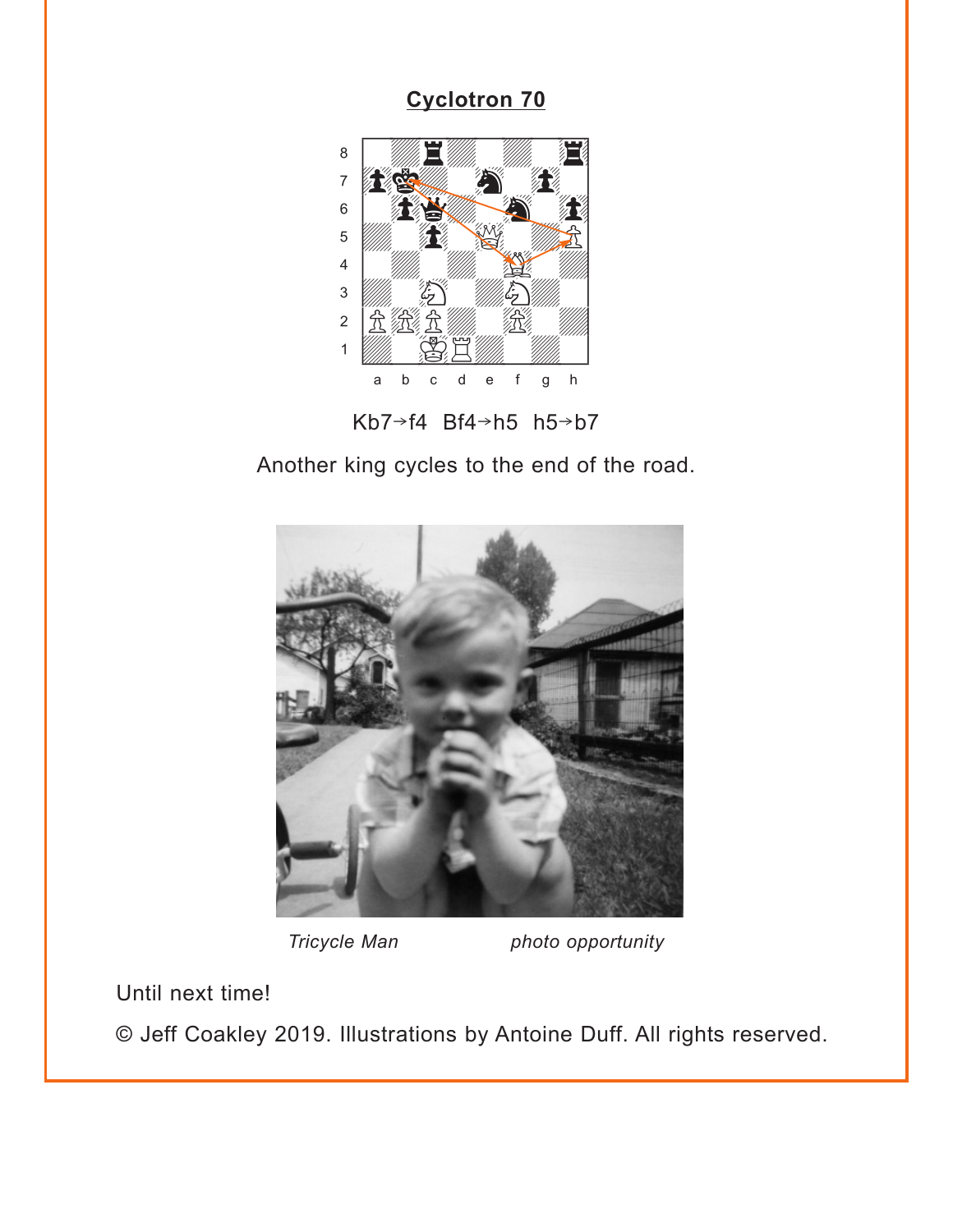**Cyclotron 70**

Kb7→f4  Bf4→h5  h5→b7

Another king cycles to the end of the road.

*Tricycle Man*  *photo opportunity*

Until next time!

© Jeff Coakley 2019. Illustrations by Antoine Duff. All rights reserved.